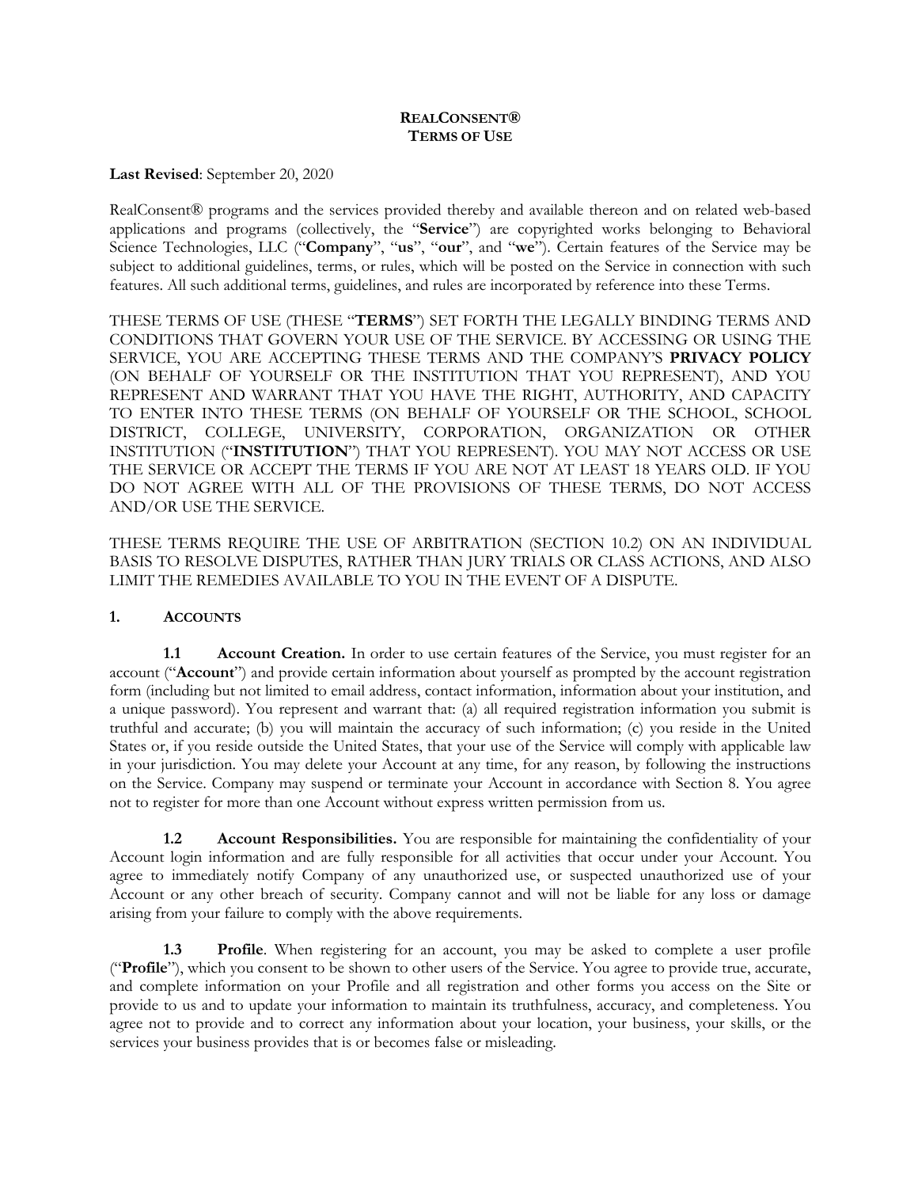# REALCONSENT®
# TERMS OF USE

**Last Revised**: September 20, 2020

RealConsent® programs and the services provided thereby and available thereon and on related web-based applications and programs (collectively, the "**Service**") are copyrighted works belonging to Behavioral Science Technologies, LLC ("**Company**", "**us**", "**our**", and "**we**"). Certain features of the Service may be subject to additional guidelines, terms, or rules, which will be posted on the Service in connection with such features. All such additional terms, guidelines, and rules are incorporated by reference into these Terms.

THESE TERMS OF USE (THESE "**TERMS**") SET FORTH THE LEGALLY BINDING TERMS AND CONDITIONS THAT GOVERN YOUR USE OF THE SERVICE. BY ACCESSING OR USING THE SERVICE, YOU ARE ACCEPTING THESE TERMS AND THE COMPANY'S **PRIVACY POLICY** (ON BEHALF OF YOURSELF OR THE INSTITUTION THAT YOU REPRESENT), AND YOU REPRESENT AND WARRANT THAT YOU HAVE THE RIGHT, AUTHORITY, AND CAPACITY TO ENTER INTO THESE TERMS (ON BEHALF OF YOURSELF OR THE SCHOOL, SCHOOL DISTRICT, COLLEGE, UNIVERSITY, CORPORATION, ORGANIZATION OR OTHER INSTITUTION ("**INSTITUTION**") THAT YOU REPRESENT). YOU MAY NOT ACCESS OR USE THE SERVICE OR ACCEPT THE TERMS IF YOU ARE NOT AT LEAST 18 YEARS OLD. IF YOU DO NOT AGREE WITH ALL OF THE PROVISIONS OF THESE TERMS, DO NOT ACCESS AND/OR USE THE SERVICE.

THESE TERMS REQUIRE THE USE OF ARBITRATION (SECTION 10.2) ON AN INDIVIDUAL BASIS TO RESOLVE DISPUTES, RATHER THAN JURY TRIALS OR CLASS ACTIONS, AND ALSO LIMIT THE REMEDIES AVAILABLE TO YOU IN THE EVENT OF A DISPUTE.

## 1. ACCOUNTS

**1.1 Account Creation.** In order to use certain features of the Service, you must register for an account ("**Account**") and provide certain information about yourself as prompted by the account registration form (including but not limited to email address, contact information, information about your institution, and a unique password). You represent and warrant that: (a) all required registration information you submit is truthful and accurate; (b) you will maintain the accuracy of such information; (c) you reside in the United States or, if you reside outside the United States, that your use of the Service will comply with applicable law in your jurisdiction. You may delete your Account at any time, for any reason, by following the instructions on the Service. Company may suspend or terminate your Account in accordance with Section 8. You agree not to register for more than one Account without express written permission from us.

**1.2 Account Responsibilities.** You are responsible for maintaining the confidentiality of your Account login information and are fully responsible for all activities that occur under your Account. You agree to immediately notify Company of any unauthorized use, or suspected unauthorized use of your Account or any other breach of security. Company cannot and will not be liable for any loss or damage arising from your failure to comply with the above requirements.

**1.3 Profile**. When registering for an account, you may be asked to complete a user profile ("**Profile**"), which you consent to be shown to other users of the Service. You agree to provide true, accurate, and complete information on your Profile and all registration and other forms you access on the Site or provide to us and to update your information to maintain its truthfulness, accuracy, and completeness. You agree not to provide and to correct any information about your location, your business, your skills, or the services your business provides that is or becomes false or misleading.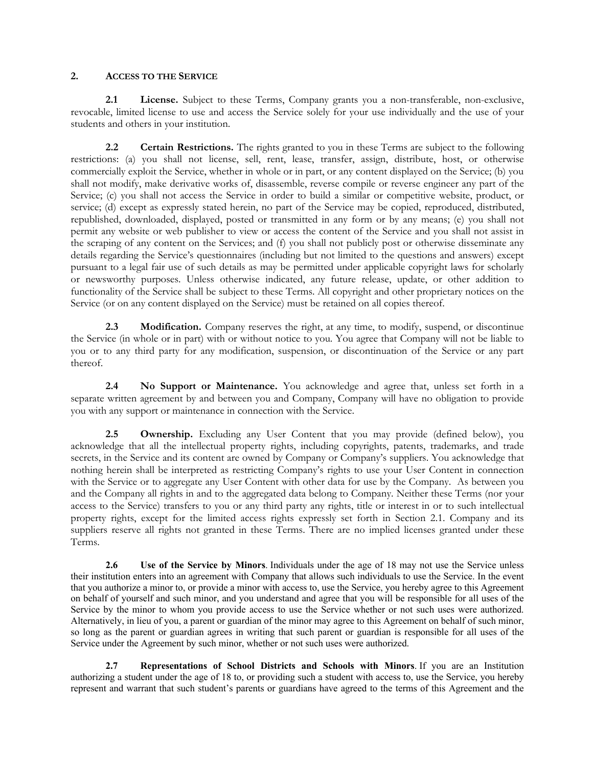## 2. ACCESS TO THE SERVICE

**2.1 License.** Subject to these Terms, Company grants you a non-transferable, non-exclusive, revocable, limited license to use and access the Service solely for your use individually and the use of your students and others in your institution.

**2.2 Certain Restrictions.** The rights granted to you in these Terms are subject to the following restrictions: (a) you shall not license, sell, rent, lease, transfer, assign, distribute, host, or otherwise commercially exploit the Service, whether in whole or in part, or any content displayed on the Service; (b) you shall not modify, make derivative works of, disassemble, reverse compile or reverse engineer any part of the Service; (c) you shall not access the Service in order to build a similar or competitive website, product, or service; (d) except as expressly stated herein, no part of the Service may be copied, reproduced, distributed, republished, downloaded, displayed, posted or transmitted in any form or by any means; (e) you shall not permit any website or web publisher to view or access the content of the Service and you shall not assist in the scraping of any content on the Services; and (f) you shall not publicly post or otherwise disseminate any details regarding the Service's questionnaires (including but not limited to the questions and answers) except pursuant to a legal fair use of such details as may be permitted under applicable copyright laws for scholarly or newsworthy purposes. Unless otherwise indicated, any future release, update, or other addition to functionality of the Service shall be subject to these Terms. All copyright and other proprietary notices on the Service (or on any content displayed on the Service) must be retained on all copies thereof.

**2.3 Modification.** Company reserves the right, at any time, to modify, suspend, or discontinue the Service (in whole or in part) with or without notice to you. You agree that Company will not be liable to you or to any third party for any modification, suspension, or discontinuation of the Service or any part thereof.

**2.4 No Support or Maintenance.** You acknowledge and agree that, unless set forth in a separate written agreement by and between you and Company, Company will have no obligation to provide you with any support or maintenance in connection with the Service.

**2.5 Ownership.** Excluding any User Content that you may provide (defined below), you acknowledge that all the intellectual property rights, including copyrights, patents, trademarks, and trade secrets, in the Service and its content are owned by Company or Company's suppliers. You acknowledge that nothing herein shall be interpreted as restricting Company's rights to use your User Content in connection with the Service or to aggregate any User Content with other data for use by the Company. As between you and the Company all rights in and to the aggregated data belong to Company. Neither these Terms (nor your access to the Service) transfers to you or any third party any rights, title or interest in or to such intellectual property rights, except for the limited access rights expressly set forth in Section 2.1. Company and its suppliers reserve all rights not granted in these Terms. There are no implied licenses granted under these Terms.

**2.6 Use of the Service by Minors**. Individuals under the age of 18 may not use the Service unless their institution enters into an agreement with Company that allows such individuals to use the Service. In the event that you authorize a minor to, or provide a minor with access to, use the Service, you hereby agree to this Agreement on behalf of yourself and such minor, and you understand and agree that you will be responsible for all uses of the Service by the minor to whom you provide access to use the Service whether or not such uses were authorized. Alternatively, in lieu of you, a parent or guardian of the minor may agree to this Agreement on behalf of such minor, so long as the parent or guardian agrees in writing that such parent or guardian is responsible for all uses of the Service under the Agreement by such minor, whether or not such uses were authorized.

**2.7 Representations of School Districts and Schools with Minors**. If you are an Institution authorizing a student under the age of 18 to, or providing such a student with access to, use the Service, you hereby represent and warrant that such student's parents or guardians have agreed to the terms of this Agreement and the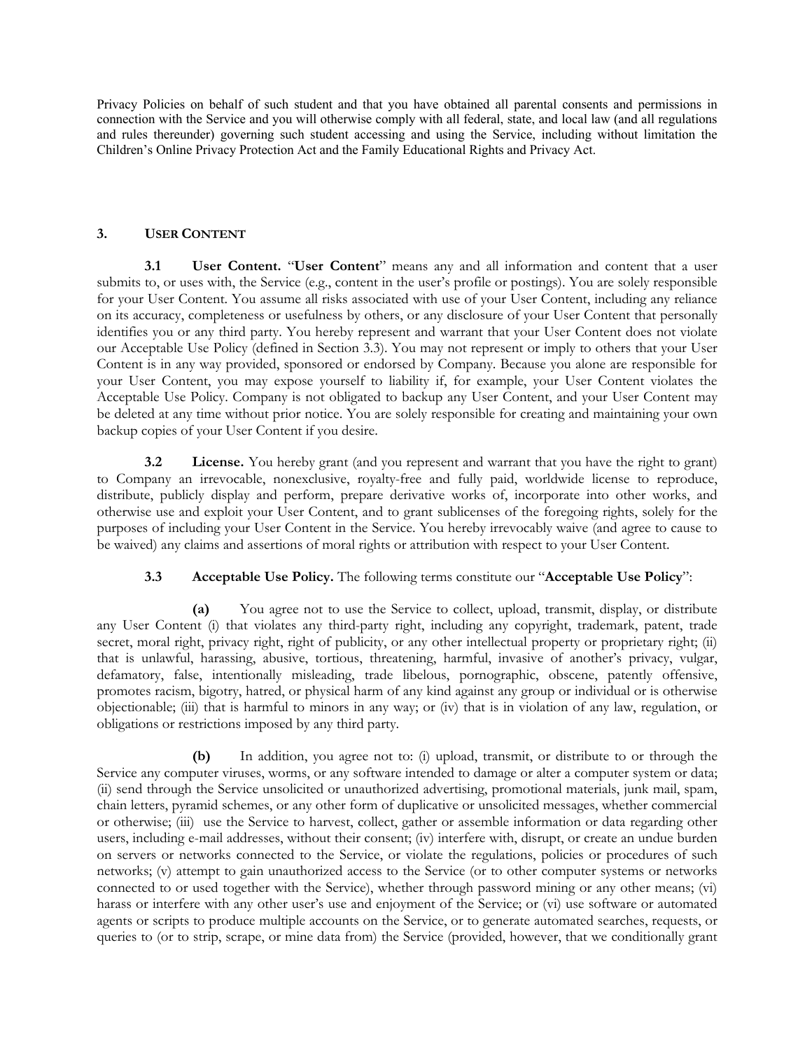Privacy Policies on behalf of such student and that you have obtained all parental consents and permissions in connection with the Service and you will otherwise comply with all federal, state, and local law (and all regulations and rules thereunder) governing such student accessing and using the Service, including without limitation the Children's Online Privacy Protection Act and the Family Educational Rights and Privacy Act.

## 3. USER CONTENT

**3.1 User Content.** "**User Content**" means any and all information and content that a user submits to, or uses with, the Service (e.g., content in the user's profile or postings). You are solely responsible for your User Content. You assume all risks associated with use of your User Content, including any reliance on its accuracy, completeness or usefulness by others, or any disclosure of your User Content that personally identifies you or any third party. You hereby represent and warrant that your User Content does not violate our Acceptable Use Policy (defined in Section 3.3). You may not represent or imply to others that your User Content is in any way provided, sponsored or endorsed by Company. Because you alone are responsible for your User Content, you may expose yourself to liability if, for example, your User Content violates the Acceptable Use Policy. Company is not obligated to backup any User Content, and your User Content may be deleted at any time without prior notice. You are solely responsible for creating and maintaining your own backup copies of your User Content if you desire.

**3.2 License.** You hereby grant (and you represent and warrant that you have the right to grant) to Company an irrevocable, nonexclusive, royalty-free and fully paid, worldwide license to reproduce, distribute, publicly display and perform, prepare derivative works of, incorporate into other works, and otherwise use and exploit your User Content, and to grant sublicenses of the foregoing rights, solely for the purposes of including your User Content in the Service. You hereby irrevocably waive (and agree to cause to be waived) any claims and assertions of moral rights or attribution with respect to your User Content.

**3.3 Acceptable Use Policy.** The following terms constitute our "**Acceptable Use Policy**":

**(a)** You agree not to use the Service to collect, upload, transmit, display, or distribute any User Content (i) that violates any third-party right, including any copyright, trademark, patent, trade secret, moral right, privacy right, right of publicity, or any other intellectual property or proprietary right; (ii) that is unlawful, harassing, abusive, tortious, threatening, harmful, invasive of another's privacy, vulgar, defamatory, false, intentionally misleading, trade libelous, pornographic, obscene, patently offensive, promotes racism, bigotry, hatred, or physical harm of any kind against any group or individual or is otherwise objectionable; (iii) that is harmful to minors in any way; or (iv) that is in violation of any law, regulation, or obligations or restrictions imposed by any third party.

**(b)** In addition, you agree not to: (i) upload, transmit, or distribute to or through the Service any computer viruses, worms, or any software intended to damage or alter a computer system or data; (ii) send through the Service unsolicited or unauthorized advertising, promotional materials, junk mail, spam, chain letters, pyramid schemes, or any other form of duplicative or unsolicited messages, whether commercial or otherwise; (iii) use the Service to harvest, collect, gather or assemble information or data regarding other users, including e-mail addresses, without their consent; (iv) interfere with, disrupt, or create an undue burden on servers or networks connected to the Service, or violate the regulations, policies or procedures of such networks; (v) attempt to gain unauthorized access to the Service (or to other computer systems or networks connected to or used together with the Service), whether through password mining or any other means; (vi) harass or interfere with any other user's use and enjoyment of the Service; or (vi) use software or automated agents or scripts to produce multiple accounts on the Service, or to generate automated searches, requests, or queries to (or to strip, scrape, or mine data from) the Service (provided, however, that we conditionally grant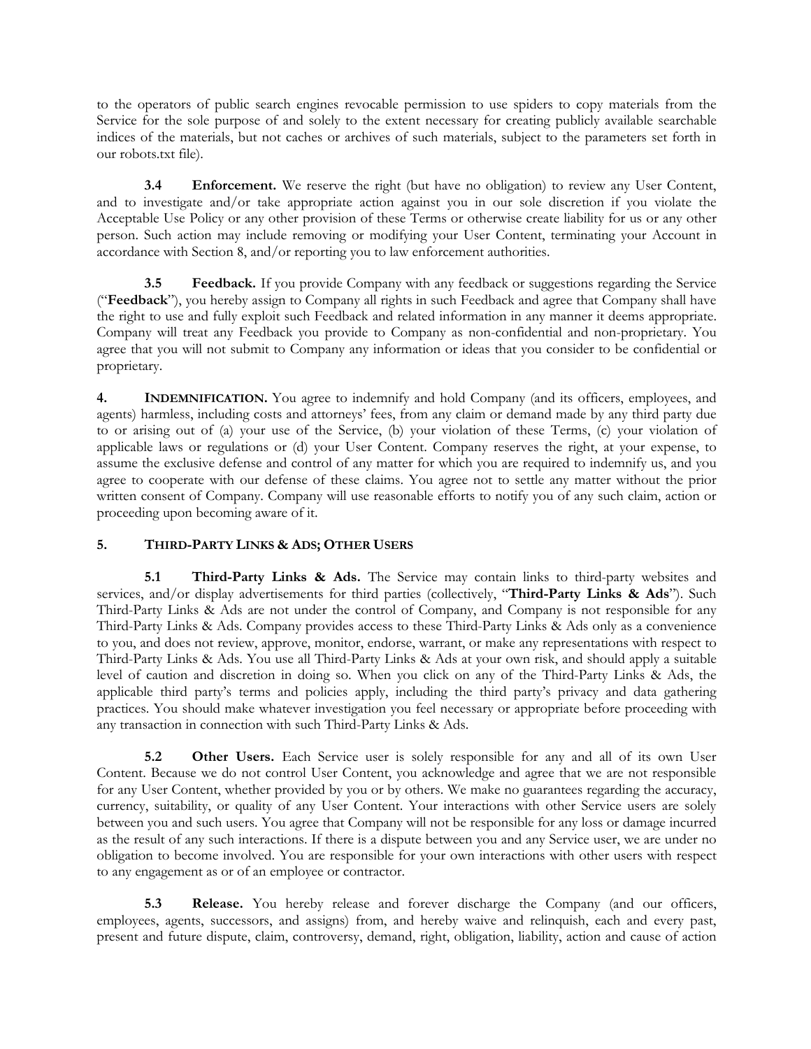to the operators of public search engines revocable permission to use spiders to copy materials from the Service for the sole purpose of and solely to the extent necessary for creating publicly available searchable indices of the materials, but not caches or archives of such materials, subject to the parameters set forth in our robots.txt file).

**3.4 Enforcement.** We reserve the right (but have no obligation) to review any User Content, and to investigate and/or take appropriate action against you in our sole discretion if you violate the Acceptable Use Policy or any other provision of these Terms or otherwise create liability for us or any other person. Such action may include removing or modifying your User Content, terminating your Account in accordance with Section 8, and/or reporting you to law enforcement authorities.

**3.5 Feedback.** If you provide Company with any feedback or suggestions regarding the Service ("**Feedback**"), you hereby assign to Company all rights in such Feedback and agree that Company shall have the right to use and fully exploit such Feedback and related information in any manner it deems appropriate. Company will treat any Feedback you provide to Company as non-confidential and non-proprietary. You agree that you will not submit to Company any information or ideas that you consider to be confidential or proprietary.

**4. INDEMNIFICATION.** You agree to indemnify and hold Company (and its officers, employees, and agents) harmless, including costs and attorneys' fees, from any claim or demand made by any third party due to or arising out of (a) your use of the Service, (b) your violation of these Terms, (c) your violation of applicable laws or regulations or (d) your User Content. Company reserves the right, at your expense, to assume the exclusive defense and control of any matter for which you are required to indemnify us, and you agree to cooperate with our defense of these claims. You agree not to settle any matter without the prior written consent of Company. Company will use reasonable efforts to notify you of any such claim, action or proceeding upon becoming aware of it.

## 5. THIRD-PARTY LINKS & ADS; OTHER USERS

**5.1 Third-Party Links & Ads.** The Service may contain links to third-party websites and services, and/or display advertisements for third parties (collectively, "**Third-Party Links & Ads**"). Such Third-Party Links & Ads are not under the control of Company, and Company is not responsible for any Third-Party Links & Ads. Company provides access to these Third-Party Links & Ads only as a convenience to you, and does not review, approve, monitor, endorse, warrant, or make any representations with respect to Third-Party Links & Ads. You use all Third-Party Links & Ads at your own risk, and should apply a suitable level of caution and discretion in doing so. When you click on any of the Third-Party Links & Ads, the applicable third party's terms and policies apply, including the third party's privacy and data gathering practices. You should make whatever investigation you feel necessary or appropriate before proceeding with any transaction in connection with such Third-Party Links & Ads.

**5.2 Other Users.** Each Service user is solely responsible for any and all of its own User Content. Because we do not control User Content, you acknowledge and agree that we are not responsible for any User Content, whether provided by you or by others. We make no guarantees regarding the accuracy, currency, suitability, or quality of any User Content. Your interactions with other Service users are solely between you and such users. You agree that Company will not be responsible for any loss or damage incurred as the result of any such interactions. If there is a dispute between you and any Service user, we are under no obligation to become involved. You are responsible for your own interactions with other users with respect to any engagement as or of an employee or contractor.

**5.3 Release.** You hereby release and forever discharge the Company (and our officers, employees, agents, successors, and assigns) from, and hereby waive and relinquish, each and every past, present and future dispute, claim, controversy, demand, right, obligation, liability, action and cause of action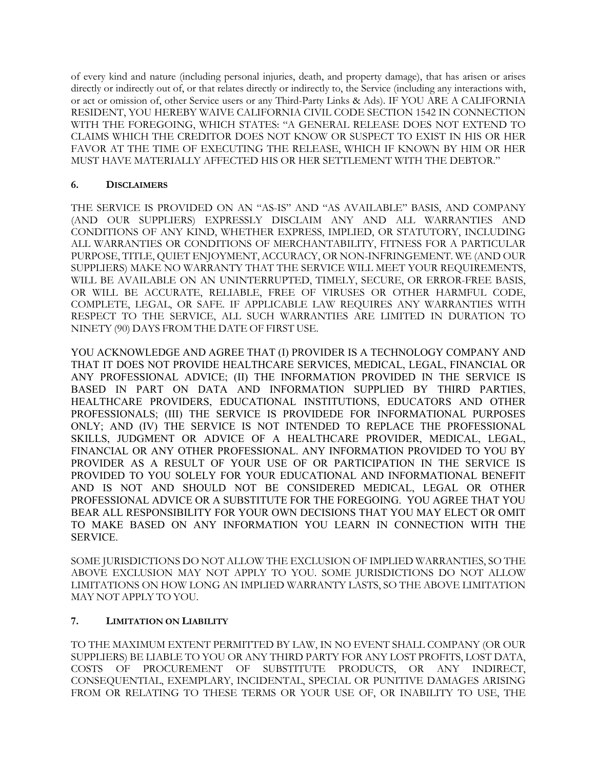of every kind and nature (including personal injuries, death, and property damage), that has arisen or arises directly or indirectly out of, or that relates directly or indirectly to, the Service (including any interactions with, or act or omission of, other Service users or any Third-Party Links & Ads). IF YOU ARE A CALIFORNIA RESIDENT, YOU HEREBY WAIVE CALIFORNIA CIVIL CODE SECTION 1542 IN CONNECTION WITH THE FOREGOING, WHICH STATES: "A GENERAL RELEASE DOES NOT EXTEND TO CLAIMS WHICH THE CREDITOR DOES NOT KNOW OR SUSPECT TO EXIST IN HIS OR HER FAVOR AT THE TIME OF EXECUTING THE RELEASE, WHICH IF KNOWN BY HIM OR HER MUST HAVE MATERIALLY AFFECTED HIS OR HER SETTLEMENT WITH THE DEBTOR."

## 6. Disclaimers

THE SERVICE IS PROVIDED ON AN "AS-IS" AND "AS AVAILABLE" BASIS, AND COMPANY (AND OUR SUPPLIERS) EXPRESSLY DISCLAIM ANY AND ALL WARRANTIES AND CONDITIONS OF ANY KIND, WHETHER EXPRESS, IMPLIED, OR STATUTORY, INCLUDING ALL WARRANTIES OR CONDITIONS OF MERCHANTABILITY, FITNESS FOR A PARTICULAR PURPOSE, TITLE, QUIET ENJOYMENT, ACCURACY, OR NON-INFRINGEMENT. WE (AND OUR SUPPLIERS) MAKE NO WARRANTY THAT THE SERVICE WILL MEET YOUR REQUIREMENTS, WILL BE AVAILABLE ON AN UNINTERRUPTED, TIMELY, SECURE, OR ERROR-FREE BASIS, OR WILL BE ACCURATE, RELIABLE, FREE OF VIRUSES OR OTHER HARMFUL CODE, COMPLETE, LEGAL, OR SAFE. IF APPLICABLE LAW REQUIRES ANY WARRANTIES WITH RESPECT TO THE SERVICE, ALL SUCH WARRANTIES ARE LIMITED IN DURATION TO NINETY (90) DAYS FROM THE DATE OF FIRST USE.

YOU ACKNOWLEDGE AND AGREE THAT (I) PROVIDER IS A TECHNOLOGY COMPANY AND THAT IT DOES NOT PROVIDE HEALTHCARE SERVICES, MEDICAL, LEGAL, FINANCIAL OR ANY PROFESSIONAL ADVICE; (II) THE INFORMATION PROVIDED IN THE SERVICE IS BASED IN PART ON DATA AND INFORMATION SUPPLIED BY THIRD PARTIES, HEALTHCARE PROVIDERS, EDUCATIONAL INSTITUTIONS, EDUCATORS AND OTHER PROFESSIONALS; (III) THE SERVICE IS PROVIDEDE FOR INFORMATIONAL PURPOSES ONLY; AND (IV) THE SERVICE IS NOT INTENDED TO REPLACE THE PROFESSIONAL SKILLS, JUDGMENT OR ADVICE OF A HEALTHCARE PROVIDER, MEDICAL, LEGAL, FINANCIAL OR ANY OTHER PROFESSIONAL. ANY INFORMATION PROVIDED TO YOU BY PROVIDER AS A RESULT OF YOUR USE OF OR PARTICIPATION IN THE SERVICE IS PROVIDED TO YOU SOLELY FOR YOUR EDUCATIONAL AND INFORMATIONAL BENEFIT AND IS NOT AND SHOULD NOT BE CONSIDERED MEDICAL, LEGAL OR OTHER PROFESSIONAL ADVICE OR A SUBSTITUTE FOR THE FOREGOING. YOU AGREE THAT YOU BEAR ALL RESPONSIBILITY FOR YOUR OWN DECISIONS THAT YOU MAY ELECT OR OMIT TO MAKE BASED ON ANY INFORMATION YOU LEARN IN CONNECTION WITH THE SERVICE.

SOME JURISDICTIONS DO NOT ALLOW THE EXCLUSION OF IMPLIED WARRANTIES, SO THE ABOVE EXCLUSION MAY NOT APPLY TO YOU. SOME JURISDICTIONS DO NOT ALLOW LIMITATIONS ON HOW LONG AN IMPLIED WARRANTY LASTS, SO THE ABOVE LIMITATION MAY NOT APPLY TO YOU.

## 7. Limitation on Liability

TO THE MAXIMUM EXTENT PERMITTED BY LAW, IN NO EVENT SHALL COMPANY (OR OUR SUPPLIERS) BE LIABLE TO YOU OR ANY THIRD PARTY FOR ANY LOST PROFITS, LOST DATA, COSTS OF PROCUREMENT OF SUBSTITUTE PRODUCTS, OR ANY INDIRECT, CONSEQUENTIAL, EXEMPLARY, INCIDENTAL, SPECIAL OR PUNITIVE DAMAGES ARISING FROM OR RELATING TO THESE TERMS OR YOUR USE OF, OR INABILITY TO USE, THE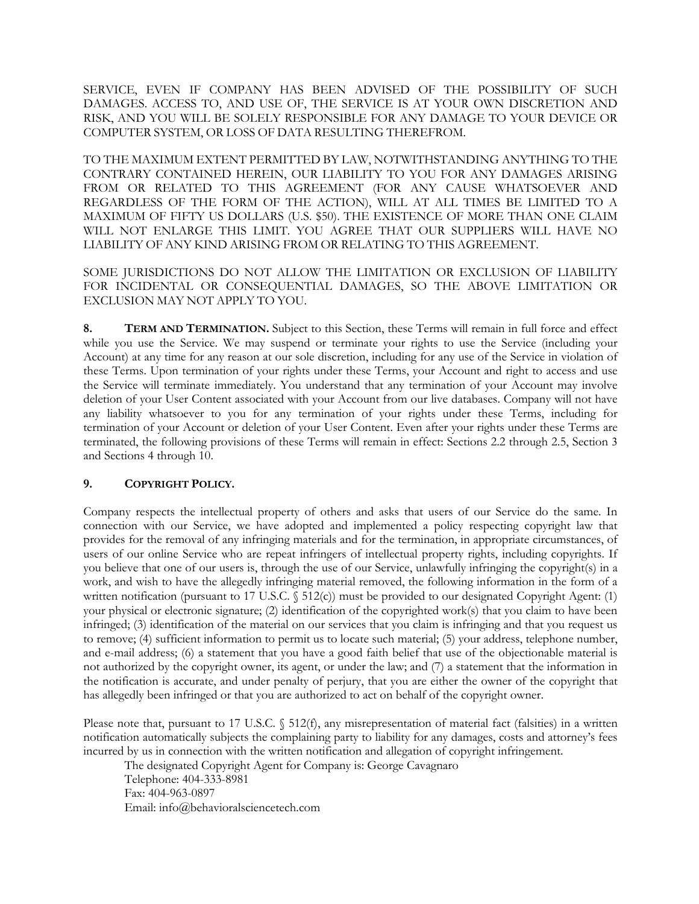SERVICE, EVEN IF COMPANY HAS BEEN ADVISED OF THE POSSIBILITY OF SUCH DAMAGES. ACCESS TO, AND USE OF, THE SERVICE IS AT YOUR OWN DISCRETION AND RISK, AND YOU WILL BE SOLELY RESPONSIBLE FOR ANY DAMAGE TO YOUR DEVICE OR COMPUTER SYSTEM, OR LOSS OF DATA RESULTING THEREFROM.

TO THE MAXIMUM EXTENT PERMITTED BY LAW, NOTWITHSTANDING ANYTHING TO THE CONTRARY CONTAINED HEREIN, OUR LIABILITY TO YOU FOR ANY DAMAGES ARISING FROM OR RELATED TO THIS AGREEMENT (FOR ANY CAUSE WHATSOEVER AND REGARDLESS OF THE FORM OF THE ACTION), WILL AT ALL TIMES BE LIMITED TO A MAXIMUM OF FIFTY US DOLLARS (U.S. $50). THE EXISTENCE OF MORE THAN ONE CLAIM WILL NOT ENLARGE THIS LIMIT. YOU AGREE THAT OUR SUPPLIERS WILL HAVE NO LIABILITY OF ANY KIND ARISING FROM OR RELATING TO THIS AGREEMENT.

SOME JURISDICTIONS DO NOT ALLOW THE LIMITATION OR EXCLUSION OF LIABILITY FOR INCIDENTAL OR CONSEQUENTIAL DAMAGES, SO THE ABOVE LIMITATION OR EXCLUSION MAY NOT APPLY TO YOU.

**8. TERM AND TERMINATION.** Subject to this Section, these Terms will remain in full force and effect while you use the Service. We may suspend or terminate your rights to use the Service (including your Account) at any time for any reason at our sole discretion, including for any use of the Service in violation of these Terms. Upon termination of your rights under these Terms, your Account and right to access and use the Service will terminate immediately. You understand that any termination of your Account may involve deletion of your User Content associated with your Account from our live databases. Company will not have any liability whatsoever to you for any termination of your rights under these Terms, including for termination of your Account or deletion of your User Content. Even after your rights under these Terms are terminated, the following provisions of these Terms will remain in effect: Sections 2.2 through 2.5, Section 3 and Sections 4 through 10.

**9. COPYRIGHT POLICY.**

Company respects the intellectual property of others and asks that users of our Service do the same. In connection with our Service, we have adopted and implemented a policy respecting copyright law that provides for the removal of any infringing materials and for the termination, in appropriate circumstances, of users of our online Service who are repeat infringers of intellectual property rights, including copyrights. If you believe that one of our users is, through the use of our Service, unlawfully infringing the copyright(s) in a work, and wish to have the allegedly infringing material removed, the following information in the form of a written notification (pursuant to 17 U.S.C. § 512(c)) must be provided to our designated Copyright Agent: (1) your physical or electronic signature; (2) identification of the copyrighted work(s) that you claim to have been infringed; (3) identification of the material on our services that you claim is infringing and that you request us to remove; (4) sufficient information to permit us to locate such material; (5) your address, telephone number, and e-mail address; (6) a statement that you have a good faith belief that use of the objectionable material is not authorized by the copyright owner, its agent, or under the law; and (7) a statement that the information in the notification is accurate, and under penalty of perjury, that you are either the owner of the copyright that has allegedly been infringed or that you are authorized to act on behalf of the copyright owner.

Please note that, pursuant to 17 U.S.C. § 512(f), any misrepresentation of material fact (falsities) in a written notification automatically subjects the complaining party to liability for any damages, costs and attorney's fees incurred by us in connection with the written notification and allegation of copyright infringement.

The designated Copyright Agent for Company is: George Cavagnaro
Telephone: 404-333-8981
Fax: 404-963-0897
Email: info@behavioralsciencetech.com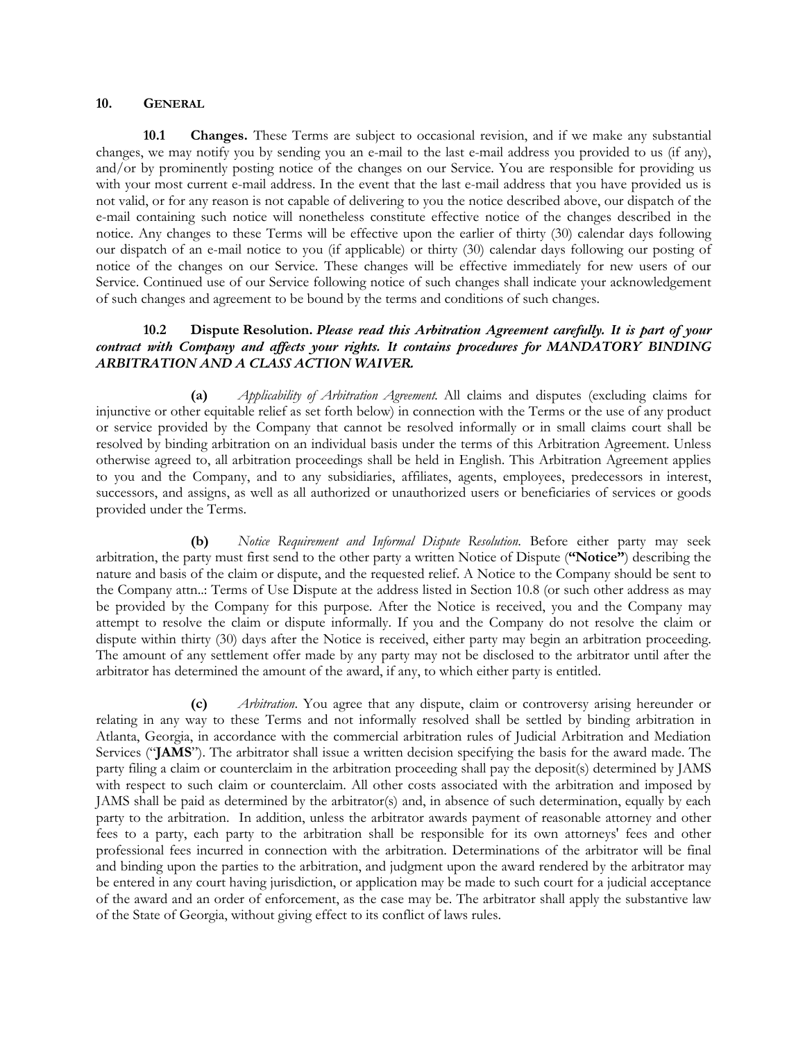## 10. GENERAL

**10.1 Changes.** These Terms are subject to occasional revision, and if we make any substantial changes, we may notify you by sending you an e-mail to the last e-mail address you provided to us (if any), and/or by prominently posting notice of the changes on our Service. You are responsible for providing us with your most current e-mail address. In the event that the last e-mail address that you have provided us is not valid, or for any reason is not capable of delivering to you the notice described above, our dispatch of the e-mail containing such notice will nonetheless constitute effective notice of the changes described in the notice. Any changes to these Terms will be effective upon the earlier of thirty (30) calendar days following our dispatch of an e-mail notice to you (if applicable) or thirty (30) calendar days following our posting of notice of the changes on our Service. These changes will be effective immediately for new users of our Service. Continued use of our Service following notice of such changes shall indicate your acknowledgement of such changes and agreement to be bound by the terms and conditions of such changes.

**10.2 Dispute Resolution.** ***Please read this Arbitration Agreement carefully. It is part of your contract with Company and affects your rights. It contains procedures for MANDATORY BINDING ARBITRATION AND A CLASS ACTION WAIVER.***

**(a)** *Applicability of Arbitration Agreement.* All claims and disputes (excluding claims for injunctive or other equitable relief as set forth below) in connection with the Terms or the use of any product or service provided by the Company that cannot be resolved informally or in small claims court shall be resolved by binding arbitration on an individual basis under the terms of this Arbitration Agreement. Unless otherwise agreed to, all arbitration proceedings shall be held in English. This Arbitration Agreement applies to you and the Company, and to any subsidiaries, affiliates, agents, employees, predecessors in interest, successors, and assigns, as well as all authorized or unauthorized users or beneficiaries of services or goods provided under the Terms.

**(b)** *Notice Requirement and Informal Dispute Resolution.* Before either party may seek arbitration, the party must first send to the other party a written Notice of Dispute (**"Notice"**) describing the nature and basis of the claim or dispute, and the requested relief. A Notice to the Company should be sent to the Company attn..: Terms of Use Dispute at the address listed in Section 10.8 (or such other address as may be provided by the Company for this purpose. After the Notice is received, you and the Company may attempt to resolve the claim or dispute informally. If you and the Company do not resolve the claim or dispute within thirty (30) days after the Notice is received, either party may begin an arbitration proceeding. The amount of any settlement offer made by any party may not be disclosed to the arbitrator until after the arbitrator has determined the amount of the award, if any, to which either party is entitled.

**(c)** *Arbitration.* You agree that any dispute, claim or controversy arising hereunder or relating in any way to these Terms and not informally resolved shall be settled by binding arbitration in Atlanta, Georgia, in accordance with the commercial arbitration rules of Judicial Arbitration and Mediation Services ("**JAMS**"). The arbitrator shall issue a written decision specifying the basis for the award made. The party filing a claim or counterclaim in the arbitration proceeding shall pay the deposit(s) determined by JAMS with respect to such claim or counterclaim. All other costs associated with the arbitration and imposed by JAMS shall be paid as determined by the arbitrator(s) and, in absence of such determination, equally by each party to the arbitration. In addition, unless the arbitrator awards payment of reasonable attorney and other fees to a party, each party to the arbitration shall be responsible for its own attorneys' fees and other professional fees incurred in connection with the arbitration. Determinations of the arbitrator will be final and binding upon the parties to the arbitration, and judgment upon the award rendered by the arbitrator may be entered in any court having jurisdiction, or application may be made to such court for a judicial acceptance of the award and an order of enforcement, as the case may be. The arbitrator shall apply the substantive law of the State of Georgia, without giving effect to its conflict of laws rules.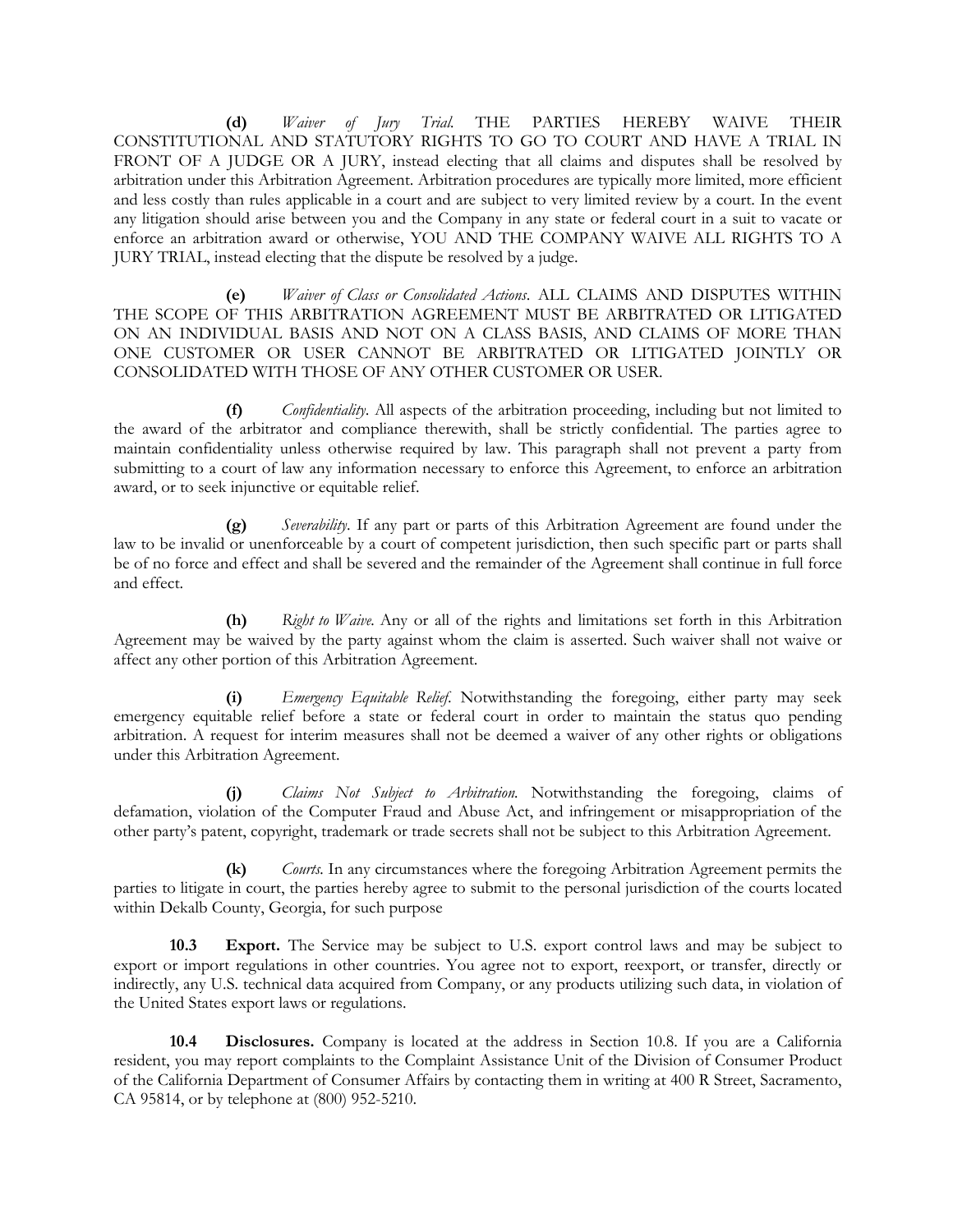**(d)** *Waiver of Jury Trial.* THE PARTIES HEREBY WAIVE THEIR CONSTITUTIONAL AND STATUTORY RIGHTS TO GO TO COURT AND HAVE A TRIAL IN FRONT OF A JUDGE OR A JURY, instead electing that all claims and disputes shall be resolved by arbitration under this Arbitration Agreement. Arbitration procedures are typically more limited, more efficient and less costly than rules applicable in a court and are subject to very limited review by a court. In the event any litigation should arise between you and the Company in any state or federal court in a suit to vacate or enforce an arbitration award or otherwise, YOU AND THE COMPANY WAIVE ALL RIGHTS TO A JURY TRIAL, instead electing that the dispute be resolved by a judge.

**(e)** *Waiver of Class or Consolidated Actions.* ALL CLAIMS AND DISPUTES WITHIN THE SCOPE OF THIS ARBITRATION AGREEMENT MUST BE ARBITRATED OR LITIGATED ON AN INDIVIDUAL BASIS AND NOT ON A CLASS BASIS, AND CLAIMS OF MORE THAN ONE CUSTOMER OR USER CANNOT BE ARBITRATED OR LITIGATED JOINTLY OR CONSOLIDATED WITH THOSE OF ANY OTHER CUSTOMER OR USER.

**(f)** *Confidentiality.* All aspects of the arbitration proceeding, including but not limited to the award of the arbitrator and compliance therewith, shall be strictly confidential. The parties agree to maintain confidentiality unless otherwise required by law. This paragraph shall not prevent a party from submitting to a court of law any information necessary to enforce this Agreement, to enforce an arbitration award, or to seek injunctive or equitable relief.

**(g)** *Severability.* If any part or parts of this Arbitration Agreement are found under the law to be invalid or unenforceable by a court of competent jurisdiction, then such specific part or parts shall be of no force and effect and shall be severed and the remainder of the Agreement shall continue in full force and effect.

**(h)** *Right to Waive.* Any or all of the rights and limitations set forth in this Arbitration Agreement may be waived by the party against whom the claim is asserted. Such waiver shall not waive or affect any other portion of this Arbitration Agreement.

**(i)** *Emergency Equitable Relief.* Notwithstanding the foregoing, either party may seek emergency equitable relief before a state or federal court in order to maintain the status quo pending arbitration. A request for interim measures shall not be deemed a waiver of any other rights or obligations under this Arbitration Agreement.

**(j)** *Claims Not Subject to Arbitration.* Notwithstanding the foregoing, claims of defamation, violation of the Computer Fraud and Abuse Act, and infringement or misappropriation of the other party's patent, copyright, trademark or trade secrets shall not be subject to this Arbitration Agreement.

**(k)** *Courts.* In any circumstances where the foregoing Arbitration Agreement permits the parties to litigate in court, the parties hereby agree to submit to the personal jurisdiction of the courts located within Dekalb County, Georgia, for such purpose

**10.3 Export.** The Service may be subject to U.S. export control laws and may be subject to export or import regulations in other countries. You agree not to export, reexport, or transfer, directly or indirectly, any U.S. technical data acquired from Company, or any products utilizing such data, in violation of the United States export laws or regulations.

**10.4 Disclosures.** Company is located at the address in Section 10.8. If you are a California resident, you may report complaints to the Complaint Assistance Unit of the Division of Consumer Product of the California Department of Consumer Affairs by contacting them in writing at 400 R Street, Sacramento, CA 95814, or by telephone at (800) 952-5210.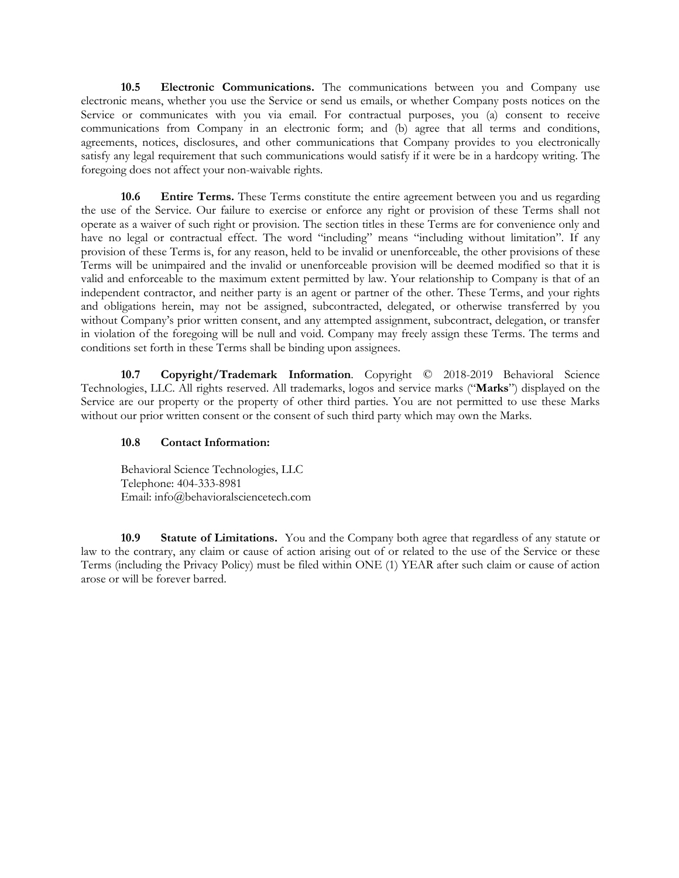**10.5 Electronic Communications.** The communications between you and Company use electronic means, whether you use the Service or send us emails, or whether Company posts notices on the Service or communicates with you via email. For contractual purposes, you (a) consent to receive communications from Company in an electronic form; and (b) agree that all terms and conditions, agreements, notices, disclosures, and other communications that Company provides to you electronically satisfy any legal requirement that such communications would satisfy if it were be in a hardcopy writing. The foregoing does not affect your non-waivable rights.

**10.6 Entire Terms.** These Terms constitute the entire agreement between you and us regarding the use of the Service. Our failure to exercise or enforce any right or provision of these Terms shall not operate as a waiver of such right or provision. The section titles in these Terms are for convenience only and have no legal or contractual effect. The word "including" means "including without limitation". If any provision of these Terms is, for any reason, held to be invalid or unenforceable, the other provisions of these Terms will be unimpaired and the invalid or unenforceable provision will be deemed modified so that it is valid and enforceable to the maximum extent permitted by law. Your relationship to Company is that of an independent contractor, and neither party is an agent or partner of the other. These Terms, and your rights and obligations herein, may not be assigned, subcontracted, delegated, or otherwise transferred by you without Company's prior written consent, and any attempted assignment, subcontract, delegation, or transfer in violation of the foregoing will be null and void. Company may freely assign these Terms. The terms and conditions set forth in these Terms shall be binding upon assignees.

**10.7 Copyright/Trademark Information**. Copyright © 2018-2019 Behavioral Science Technologies, LLC. All rights reserved. All trademarks, logos and service marks ("**Marks**") displayed on the Service are our property or the property of other third parties. You are not permitted to use these Marks without our prior written consent or the consent of such third party which may own the Marks.

**10.8 Contact Information:**

Behavioral Science Technologies, LLC
Telephone: 404-333-8981
Email: info@behavioralsciencetech.com

**10.9 Statute of Limitations.** You and the Company both agree that regardless of any statute or law to the contrary, any claim or cause of action arising out of or related to the use of the Service or these Terms (including the Privacy Policy) must be filed within ONE (1) YEAR after such claim or cause of action arose or will be forever barred.